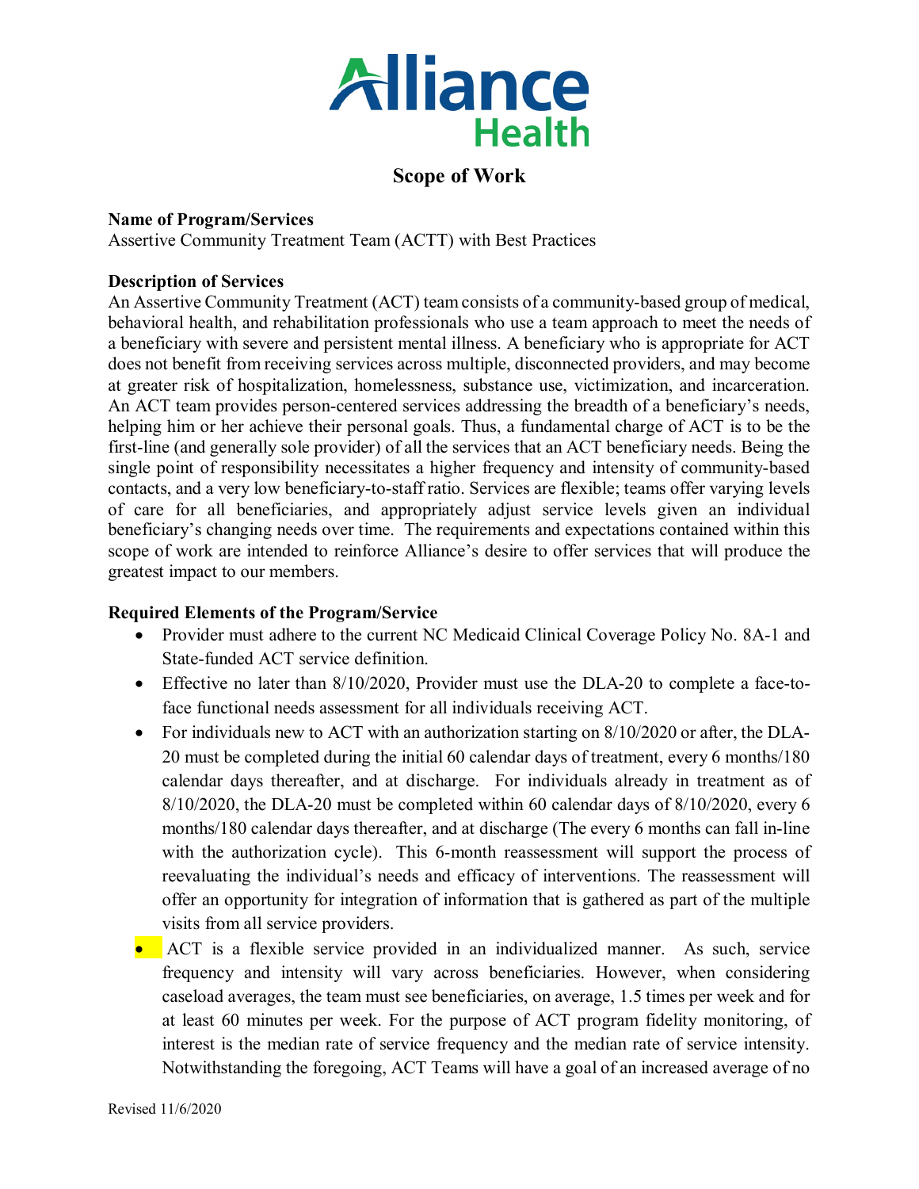Alliance Health

# Scope of Work

**Name of Program/Services**
Assertive Community Treatment Team (ACTT) with Best Practices

**Description of Services**
An Assertive Community Treatment (ACT) team consists of a community-based group of medical, behavioral health, and rehabilitation professionals who use a team approach to meet the needs of a beneficiary with severe and persistent mental illness. A beneficiary who is appropriate for ACT does not benefit from receiving services across multiple, disconnected providers, and may become at greater risk of hospitalization, homelessness, substance use, victimization, and incarceration. An ACT team provides person-centered services addressing the breadth of a beneficiary's needs, helping him or her achieve their personal goals. Thus, a fundamental charge of ACT is to be the first-line (and generally sole provider) of all the services that an ACT beneficiary needs. Being the single point of responsibility necessitates a higher frequency and intensity of community-based contacts, and a very low beneficiary-to-staff ratio. Services are flexible; teams offer varying levels of care for all beneficiaries, and appropriately adjust service levels given an individual beneficiary's changing needs over time. The requirements and expectations contained within this scope of work are intended to reinforce Alliance's desire to offer services that will produce the greatest impact to our members.

**Required Elements of the Program/Service**

- Provider must adhere to the current NC Medicaid Clinical Coverage Policy No. 8A-1 and State-funded ACT service definition.
- Effective no later than 8/10/2020, Provider must use the DLA-20 to complete a face-to-face functional needs assessment for all individuals receiving ACT.
- For individuals new to ACT with an authorization starting on 8/10/2020 or after, the DLA-20 must be completed during the initial 60 calendar days of treatment, every 6 months/180 calendar days thereafter, and at discharge. For individuals already in treatment as of 8/10/2020, the DLA-20 must be completed within 60 calendar days of 8/10/2020, every 6 months/180 calendar days thereafter, and at discharge (The every 6 months can fall in-line with the authorization cycle). This 6-month reassessment will support the process of reevaluating the individual's needs and efficacy of interventions. The reassessment will offer an opportunity for integration of information that is gathered as part of the multiple visits from all service providers.
- ACT is a flexible service provided in an individualized manner. As such, service frequency and intensity will vary across beneficiaries. However, when considering caseload averages, the team must see beneficiaries, on average, 1.5 times per week and for at least 60 minutes per week. For the purpose of ACT program fidelity monitoring, of interest is the median rate of service frequency and the median rate of service intensity. Notwithstanding the foregoing, ACT Teams will have a goal of an increased average of no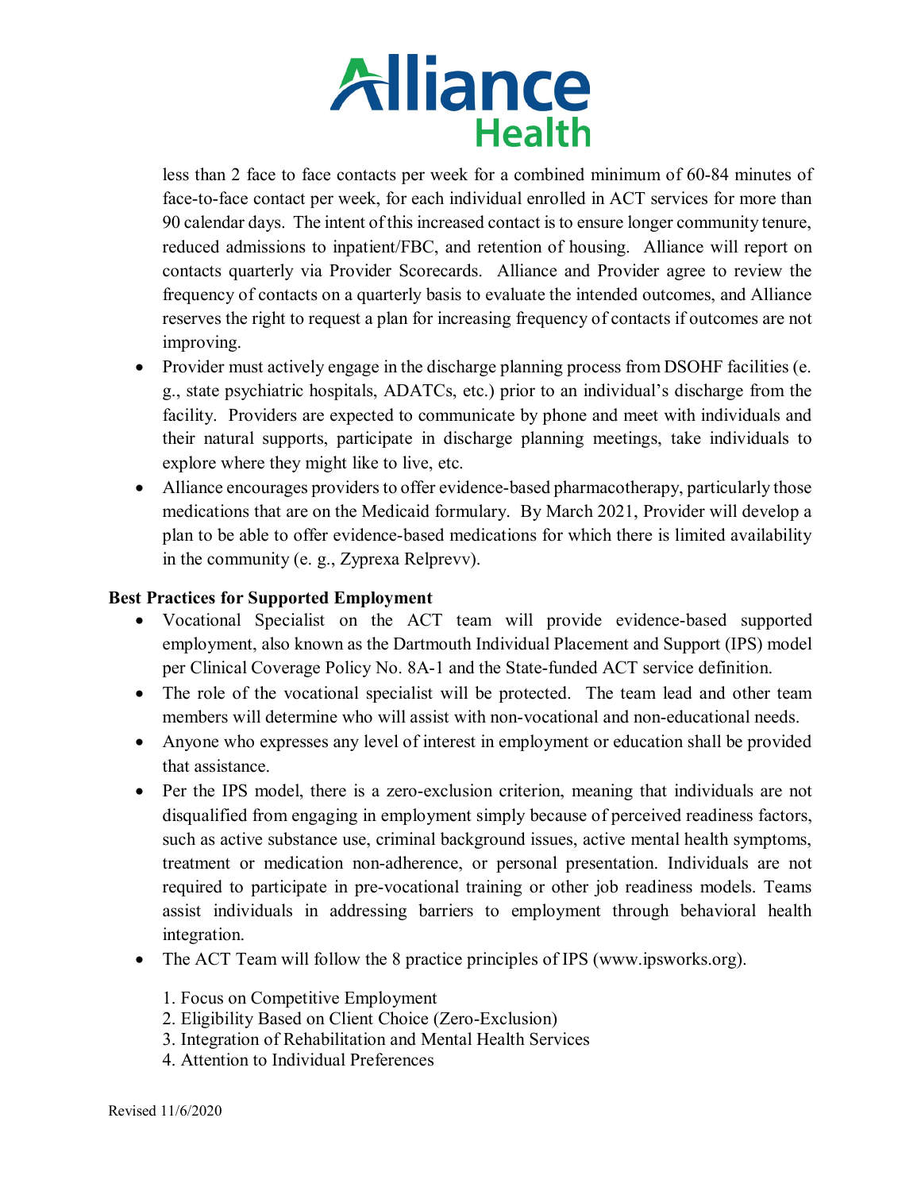less than 2 face to face contacts per week for a combined minimum of 60-84 minutes of face-to-face contact per week, for each individual enrolled in ACT services for more than 90 calendar days. The intent of this increased contact is to ensure longer community tenure, reduced admissions to inpatient/FBC, and retention of housing. Alliance will report on contacts quarterly via Provider Scorecards. Alliance and Provider agree to review the frequency of contacts on a quarterly basis to evaluate the intended outcomes, and Alliance reserves the right to request a plan for increasing frequency of contacts if outcomes are not improving.

- Provider must actively engage in the discharge planning process from DSOHF facilities (e. g., state psychiatric hospitals, ADATCs, etc.) prior to an individual's discharge from the facility. Providers are expected to communicate by phone and meet with individuals and their natural supports, participate in discharge planning meetings, take individuals to explore where they might like to live, etc.
- Alliance encourages providers to offer evidence-based pharmacotherapy, particularly those medications that are on the Medicaid formulary. By March 2021, Provider will develop a plan to be able to offer evidence-based medications for which there is limited availability in the community (e. g., Zyprexa Relprevv).

**Best Practices for Supported Employment**

- Vocational Specialist on the ACT team will provide evidence-based supported employment, also known as the Dartmouth Individual Placement and Support (IPS) model per Clinical Coverage Policy No. 8A-1 and the State-funded ACT service definition.
- The role of the vocational specialist will be protected. The team lead and other team members will determine who will assist with non-vocational and non-educational needs.
- Anyone who expresses any level of interest in employment or education shall be provided that assistance.
- Per the IPS model, there is a zero-exclusion criterion, meaning that individuals are not disqualified from engaging in employment simply because of perceived readiness factors, such as active substance use, criminal background issues, active mental health symptoms, treatment or medication non-adherence, or personal presentation. Individuals are not required to participate in pre-vocational training or other job readiness models. Teams assist individuals in addressing barriers to employment through behavioral health integration.
- The ACT Team will follow the 8 practice principles of IPS (www.ipsworks.org).

  1. Focus on Competitive Employment
  2. Eligibility Based on Client Choice (Zero-Exclusion)
  3. Integration of Rehabilitation and Mental Health Services
  4. Attention to Individual Preferences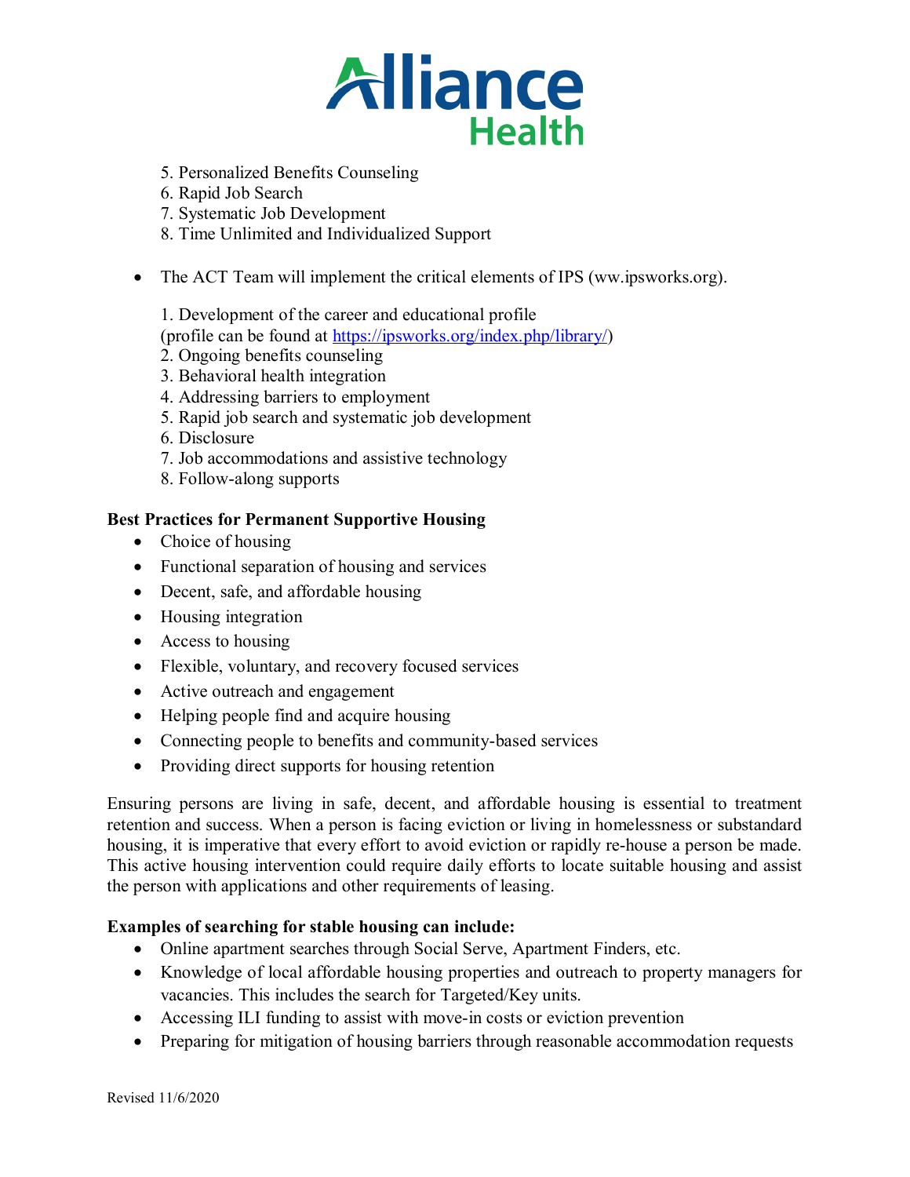5. Personalized Benefits Counseling
6. Rapid Job Search
7. Systematic Job Development
8. Time Unlimited and Individualized Support

- The ACT Team will implement the critical elements of IPS (ww.ipsworks.org).

  1. Development of the career and educational profile (profile can be found at https://ipsworks.org/index.php/library/)
  2. Ongoing benefits counseling
  3. Behavioral health integration
  4. Addressing barriers to employment
  5. Rapid job search and systematic job development
  6. Disclosure
  7. Job accommodations and assistive technology
  8. Follow-along supports

**Best Practices for Permanent Supportive Housing**

- Choice of housing
- Functional separation of housing and services
- Decent, safe, and affordable housing
- Housing integration
- Access to housing
- Flexible, voluntary, and recovery focused services
- Active outreach and engagement
- Helping people find and acquire housing
- Connecting people to benefits and community-based services
- Providing direct supports for housing retention

Ensuring persons are living in safe, decent, and affordable housing is essential to treatment retention and success. When a person is facing eviction or living in homelessness or substandard housing, it is imperative that every effort to avoid eviction or rapidly re-house a person be made. This active housing intervention could require daily efforts to locate suitable housing and assist the person with applications and other requirements of leasing.

**Examples of searching for stable housing can include:**

- Online apartment searches through Social Serve, Apartment Finders, etc.
- Knowledge of local affordable housing properties and outreach to property managers for vacancies. This includes the search for Targeted/Key units.
- Accessing ILI funding to assist with move-in costs or eviction prevention
- Preparing for mitigation of housing barriers through reasonable accommodation requests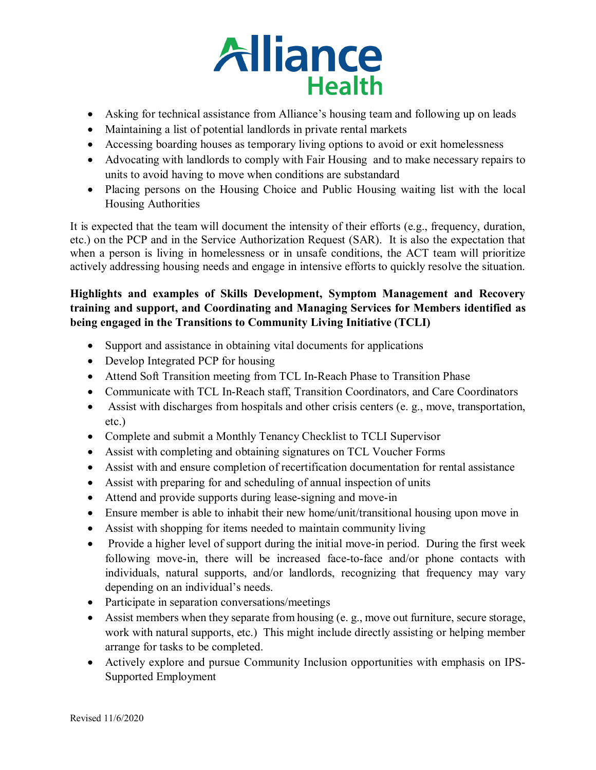- Asking for technical assistance from Alliance's housing team and following up on leads
- Maintaining a list of potential landlords in private rental markets
- Accessing boarding houses as temporary living options to avoid or exit homelessness
- Advocating with landlords to comply with Fair Housing and to make necessary repairs to units to avoid having to move when conditions are substandard
- Placing persons on the Housing Choice and Public Housing waiting list with the local Housing Authorities

It is expected that the team will document the intensity of their efforts (e.g., frequency, duration, etc.) on the PCP and in the Service Authorization Request (SAR). It is also the expectation that when a person is living in homelessness or in unsafe conditions, the ACT team will prioritize actively addressing housing needs and engage in intensive efforts to quickly resolve the situation.

**Highlights and examples of Skills Development, Symptom Management and Recovery training and support, and Coordinating and Managing Services for Members identified as being engaged in the Transitions to Community Living Initiative (TCLI)**

- Support and assistance in obtaining vital documents for applications
- Develop Integrated PCP for housing
- Attend Soft Transition meeting from TCL In-Reach Phase to Transition Phase
- Communicate with TCL In-Reach staff, Transition Coordinators, and Care Coordinators
- Assist with discharges from hospitals and other crisis centers (e. g., move, transportation, etc.)
- Complete and submit a Monthly Tenancy Checklist to TCLI Supervisor
- Assist with completing and obtaining signatures on TCL Voucher Forms
- Assist with and ensure completion of recertification documentation for rental assistance
- Assist with preparing for and scheduling of annual inspection of units
- Attend and provide supports during lease-signing and move-in
- Ensure member is able to inhabit their new home/unit/transitional housing upon move in
- Assist with shopping for items needed to maintain community living
- Provide a higher level of support during the initial move-in period. During the first week following move-in, there will be increased face-to-face and/or phone contacts with individuals, natural supports, and/or landlords, recognizing that frequency may vary depending on an individual's needs.
- Participate in separation conversations/meetings
- Assist members when they separate from housing (e. g., move out furniture, secure storage, work with natural supports, etc.) This might include directly assisting or helping member arrange for tasks to be completed.
- Actively explore and pursue Community Inclusion opportunities with emphasis on IPS-Supported Employment

Revised 11/6/2020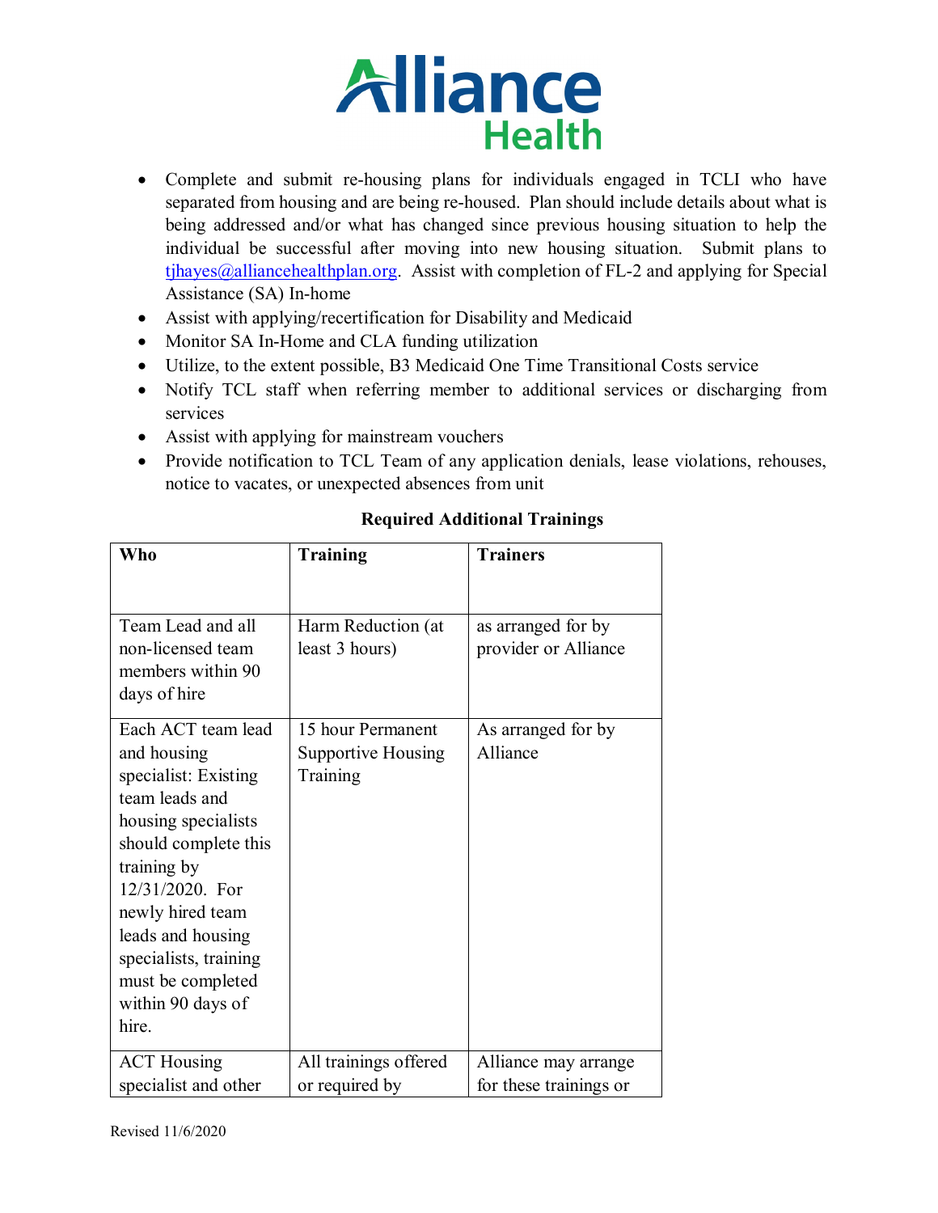- Complete and submit re-housing plans for individuals engaged in TCLI who have separated from housing and are being re-housed. Plan should include details about what is being addressed and/or what has changed since previous housing situation to help the individual be successful after moving into new housing situation. Submit plans to tjhayes@alliancehealthplan.org. Assist with completion of FL-2 and applying for Special Assistance (SA) In-home
- Assist with applying/recertification for Disability and Medicaid
- Monitor SA In-Home and CLA funding utilization
- Utilize, to the extent possible, B3 Medicaid One Time Transitional Costs service
- Notify TCL staff when referring member to additional services or discharging from services
- Assist with applying for mainstream vouchers
- Provide notification to TCL Team of any application denials, lease violations, rehouses, notice to vacates, or unexpected absences from unit

**Required Additional Trainings**

| Who | Training | Trainers |
|---|---|---|
| Team Lead and all non-licensed team members within 90 days of hire | Harm Reduction (at least 3 hours) | as arranged for by provider or Alliance |
| Each ACT team lead and housing specialist: Existing team leads and housing specialists should complete this training by 12/31/2020. For newly hired team leads and housing specialists, training must be completed within 90 days of hire. | 15 hour Permanent Supportive Housing Training | As arranged for by Alliance |
| ACT Housing specialist and other | All trainings offered or required by | Alliance may arrange for these trainings or |

Revised 11/6/2020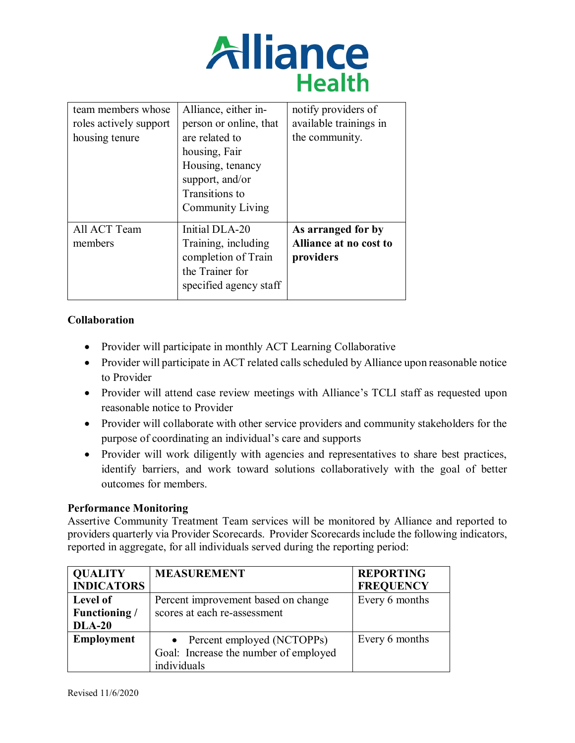| | | |
|---|---|---|
| team members whose roles actively support housing tenure | Alliance, either in-person or online, that are related to housing, Fair Housing, tenancy support, and/or Transitions to Community Living | notify providers of available trainings in the community. |
| All ACT Team members | Initial DLA-20 Training, including completion of Train the Trainer for specified agency staff | **As arranged for by Alliance at no cost to providers** |

**Collaboration**

- Provider will participate in monthly ACT Learning Collaborative
- Provider will participate in ACT related calls scheduled by Alliance upon reasonable notice to Provider
- Provider will attend case review meetings with Alliance's TCLI staff as requested upon reasonable notice to Provider
- Provider will collaborate with other service providers and community stakeholders for the purpose of coordinating an individual's care and supports
- Provider will work diligently with agencies and representatives to share best practices, identify barriers, and work toward solutions collaboratively with the goal of better outcomes for members.

**Performance Monitoring**

Assertive Community Treatment Team services will be monitored by Alliance and reported to providers quarterly via Provider Scorecards. Provider Scorecards include the following indicators, reported in aggregate, for all individuals served during the reporting period:

| QUALITY INDICATORS | MEASUREMENT | REPORTING FREQUENCY |
|---|---|---|
| **Level of Functioning / DLA-20** | Percent improvement based on change scores at each re-assessment | Every 6 months |
| **Employment** | • Percent employed (NCTOPPs)<br>Goal: Increase the number of employed individuals | Every 6 months |

Revised 11/6/2020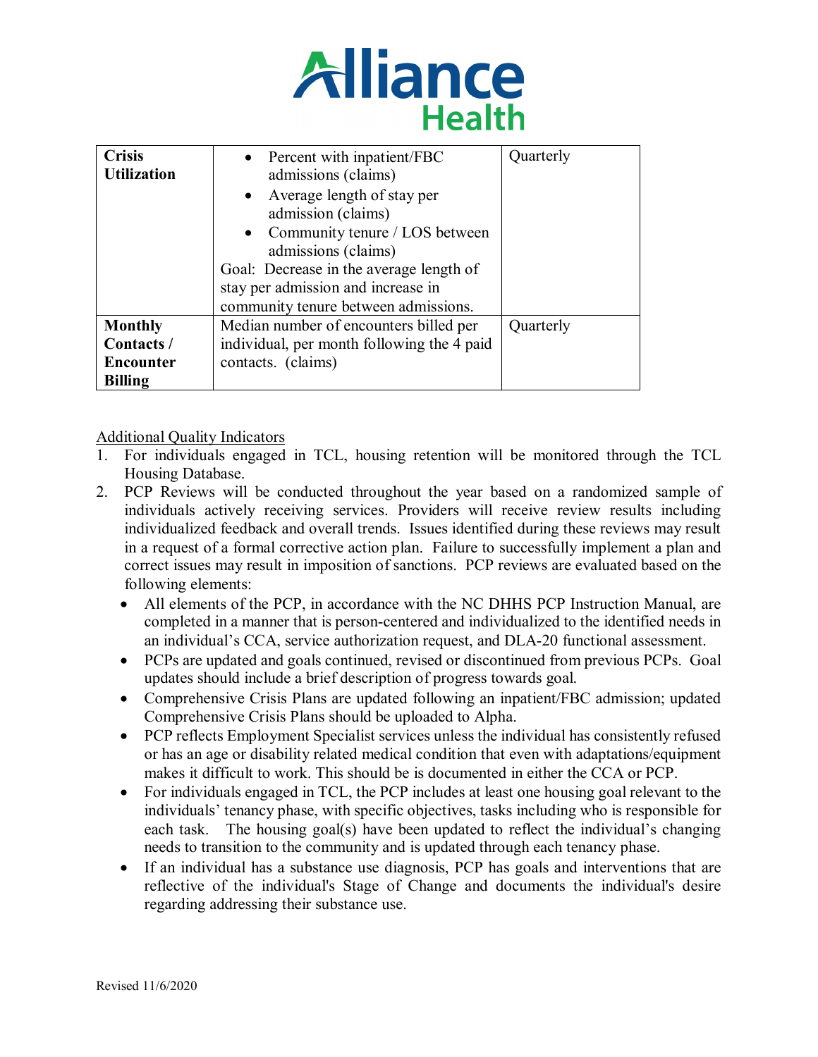| Crisis Utilization | • Percent with inpatient/FBC admissions (claims)<br>• Average length of stay per admission (claims)<br>• Community tenure / LOS between admissions (claims)<br>Goal: Decrease in the average length of stay per admission and increase in community tenure between admissions. | Quarterly |
|---|---|---|
| **Monthly Contacts / Encounter Billing** | Median number of encounters billed per individual, per month following the 4 paid contacts. (claims) | Quarterly |

<u>Additional Quality Indicators</u>

1. For individuals engaged in TCL, housing retention will be monitored through the TCL Housing Database.
2. PCP Reviews will be conducted throughout the year based on a randomized sample of individuals actively receiving services. Providers will receive review results including individualized feedback and overall trends. Issues identified during these reviews may result in a request of a formal corrective action plan. Failure to successfully implement a plan and correct issues may result in imposition of sanctions. PCP reviews are evaluated based on the following elements:
   - All elements of the PCP, in accordance with the NC DHHS PCP Instruction Manual, are completed in a manner that is person-centered and individualized to the identified needs in an individual's CCA, service authorization request, and DLA-20 functional assessment.
   - PCPs are updated and goals continued, revised or discontinued from previous PCPs. Goal updates should include a brief description of progress towards goal.
   - Comprehensive Crisis Plans are updated following an inpatient/FBC admission; updated Comprehensive Crisis Plans should be uploaded to Alpha.
   - PCP reflects Employment Specialist services unless the individual has consistently refused or has an age or disability related medical condition that even with adaptations/equipment makes it difficult to work. This should be is documented in either the CCA or PCP.
   - For individuals engaged in TCL, the PCP includes at least one housing goal relevant to the individuals' tenancy phase, with specific objectives, tasks including who is responsible for each task. The housing goal(s) have been updated to reflect the individual's changing needs to transition to the community and is updated through each tenancy phase.
   - If an individual has a substance use diagnosis, PCP has goals and interventions that are reflective of the individual's Stage of Change and documents the individual's desire regarding addressing their substance use.

Revised 11/6/2020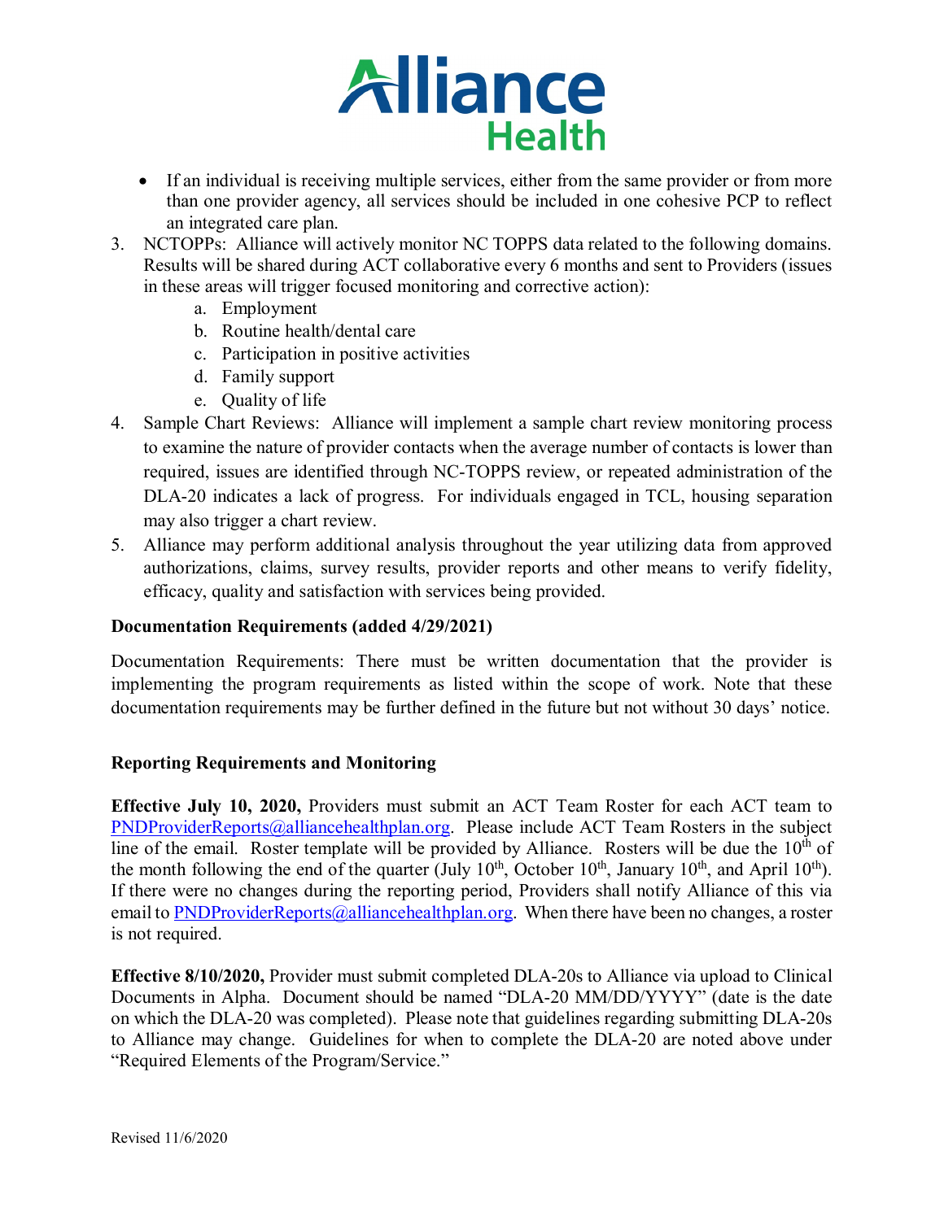- If an individual is receiving multiple services, either from the same provider or from more than one provider agency, all services should be included in one cohesive PCP to reflect an integrated care plan.

3. NCTOPPs: Alliance will actively monitor NC TOPPS data related to the following domains. Results will be shared during ACT collaborative every 6 months and sent to Providers (issues in these areas will trigger focused monitoring and corrective action):
   a. Employment
   b. Routine health/dental care
   c. Participation in positive activities
   d. Family support
   e. Quality of life
4. Sample Chart Reviews: Alliance will implement a sample chart review monitoring process to examine the nature of provider contacts when the average number of contacts is lower than required, issues are identified through NC-TOPPS review, or repeated administration of the DLA-20 indicates a lack of progress. For individuals engaged in TCL, housing separation may also trigger a chart review.
5. Alliance may perform additional analysis throughout the year utilizing data from approved authorizations, claims, survey results, provider reports and other means to verify fidelity, efficacy, quality and satisfaction with services being provided.

**Documentation Requirements (added 4/29/2021)**

Documentation Requirements: There must be written documentation that the provider is implementing the program requirements as listed within the scope of work. Note that these documentation requirements may be further defined in the future but not without 30 days' notice.

**Reporting Requirements and Monitoring**

**Effective July 10, 2020,** Providers must submit an ACT Team Roster for each ACT team to PNDProviderReports@alliancehealthplan.org. Please include ACT Team Rosters in the subject line of the email. Roster template will be provided by Alliance. Rosters will be due the 10th of the month following the end of the quarter (July 10th, October 10th, January 10th, and April 10th). If there were no changes during the reporting period, Providers shall notify Alliance of this via email to PNDProviderReports@alliancehealthplan.org. When there have been no changes, a roster is not required.

**Effective 8/10/2020,** Provider must submit completed DLA-20s to Alliance via upload to Clinical Documents in Alpha. Document should be named "DLA-20 MM/DD/YYYY" (date is the date on which the DLA-20 was completed). Please note that guidelines regarding submitting DLA-20s to Alliance may change. Guidelines for when to complete the DLA-20 are noted above under "Required Elements of the Program/Service."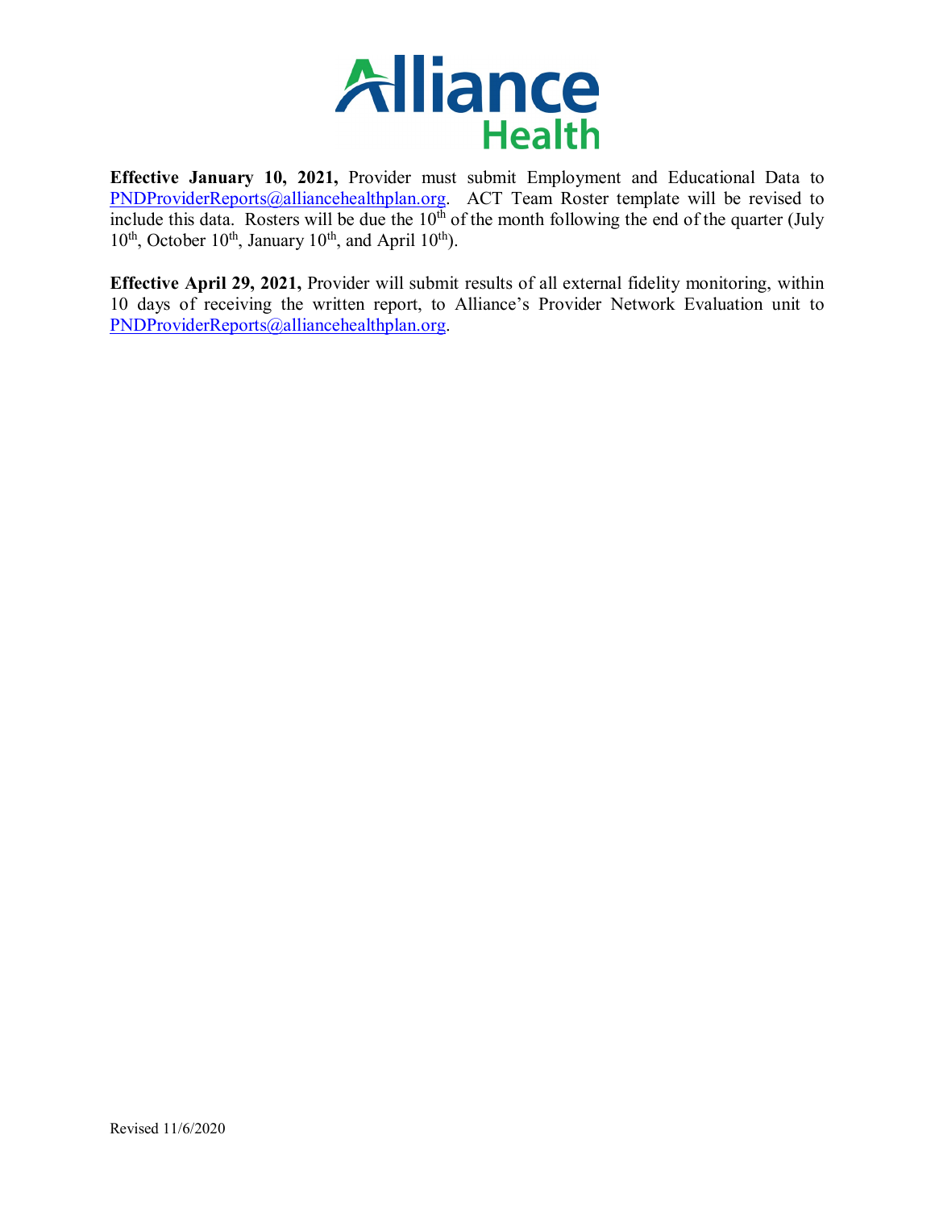**Effective January 10, 2021,** Provider must submit Employment and Educational Data to PNDProviderReports@alliancehealthplan.org. ACT Team Roster template will be revised to include this data. Rosters will be due the 10th of the month following the end of the quarter (July 10th, October 10th, January 10th, and April 10th).

**Effective April 29, 2021,** Provider will submit results of all external fidelity monitoring, within 10 days of receiving the written report, to Alliance's Provider Network Evaluation unit to PNDProviderReports@alliancehealthplan.org.

Revised 11/6/2020